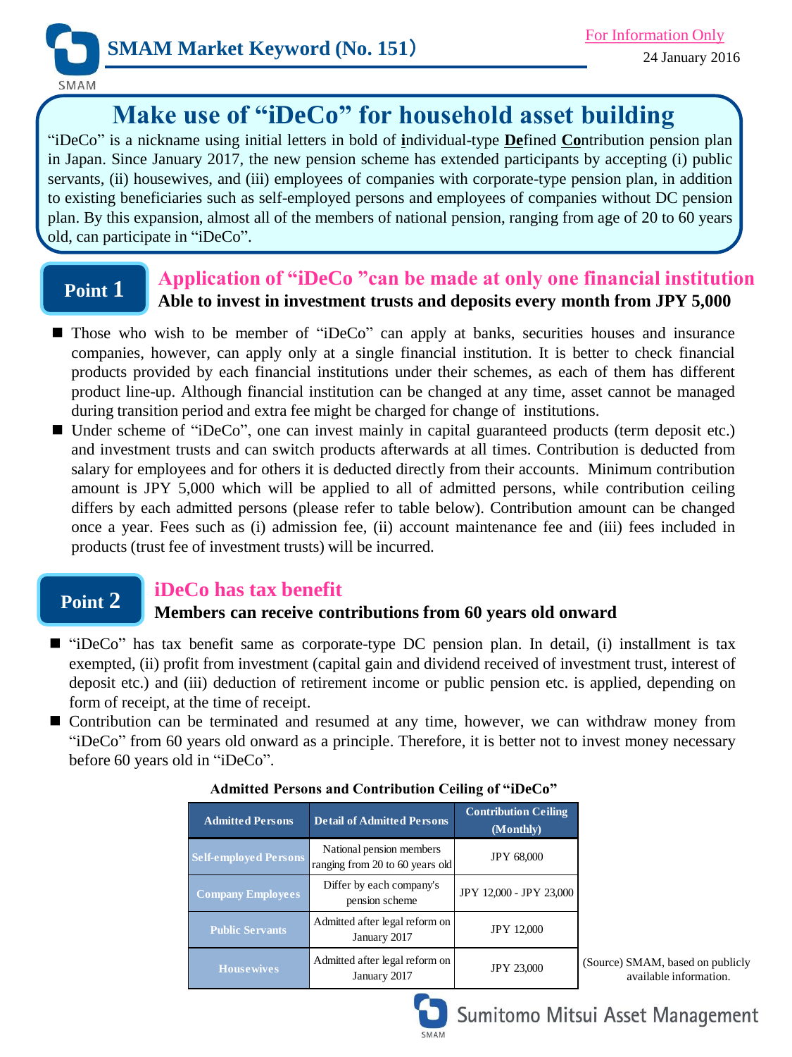SMAM Market Keyword (No. 151)

For Information Only

24 January 2016

# Make use of "iDeCo" for household asset building

"iDeCo" is a nickname using initial letters in bold of **i**ndividual-type **De**fined **Co**ntribution pension plan in Japan. Since January 2017, the new pension scheme has extended participants by accepting (i) public servants, (ii) housewives, and (iii) employees of companies with corporate-type pension plan, in addition to existing beneficiaries such as self-employed persons and employees of companies without DC pension plan. By this expansion, almost all of the members of national pension, ranging from age of 20 to 60 years old, can participate in "iDeCo".

## Point 1

### Application of "iDeCo "can be made at only one financial institution

**Able to invest in investment trusts and deposits every month from JPY 5,000**

- Those who wish to be member of "iDeCo" can apply at banks, securities houses and insurance companies, however, can apply only at a single financial institution. It is better to check financial products provided by each financial institutions under their schemes, as each of them has different product line-up. Although financial institution can be changed at any time, asset cannot be managed during transition period and extra fee might be charged for change of institutions.
- Under scheme of "iDeCo", one can invest mainly in capital guaranteed products (term deposit etc.) and investment trusts and can switch products afterwards at all times. Contribution is deducted from salary for employees and for others it is deducted directly from their accounts. Minimum contribution amount is JPY 5,000 which will be applied to all of admitted persons, while contribution ceiling differs by each admitted persons (please refer to table below). Contribution amount can be changed once a year. Fees such as (i) admission fee, (ii) account maintenance fee and (iii) fees included in products (trust fee of investment trusts) will be incurred.

## Point 2

### iDeCo has tax benefit

**Members can receive contributions from 60 years old onward**

- "iDeCo" has tax benefit same as corporate-type DC pension plan. In detail, (i) installment is tax exempted, (ii) profit from investment (capital gain and dividend received of investment trust, interest of deposit etc.) and (iii) deduction of retirement income or public pension etc. is applied, depending on form of receipt, at the time of receipt.
- Contribution can be terminated and resumed at any time, however, we can withdraw money from "iDeCo" from 60 years old onward as a principle. Therefore, it is better not to invest money necessary before 60 years old in "iDeCo".

**Admitted Persons and Contribution Ceiling of "iDeCo"**

| Admitted Persons | Detail of Admitted Persons | Contribution Ceiling (Monthly) |
|---|---|---|
| Self-employed Persons | National pension members ranging from 20 to 60 years old | JPY 68,000 |
| Company Employees | Differ by each company's pension scheme | JPY 12,000 - JPY 23,000 |
| Public Servants | Admitted after legal reform on January 2017 | JPY 12,000 |
| Housewives | Admitted after legal reform on January 2017 | JPY 23,000 |

(Source) SMAM, based on publicly available information.

Sumitomo Mitsui Asset Management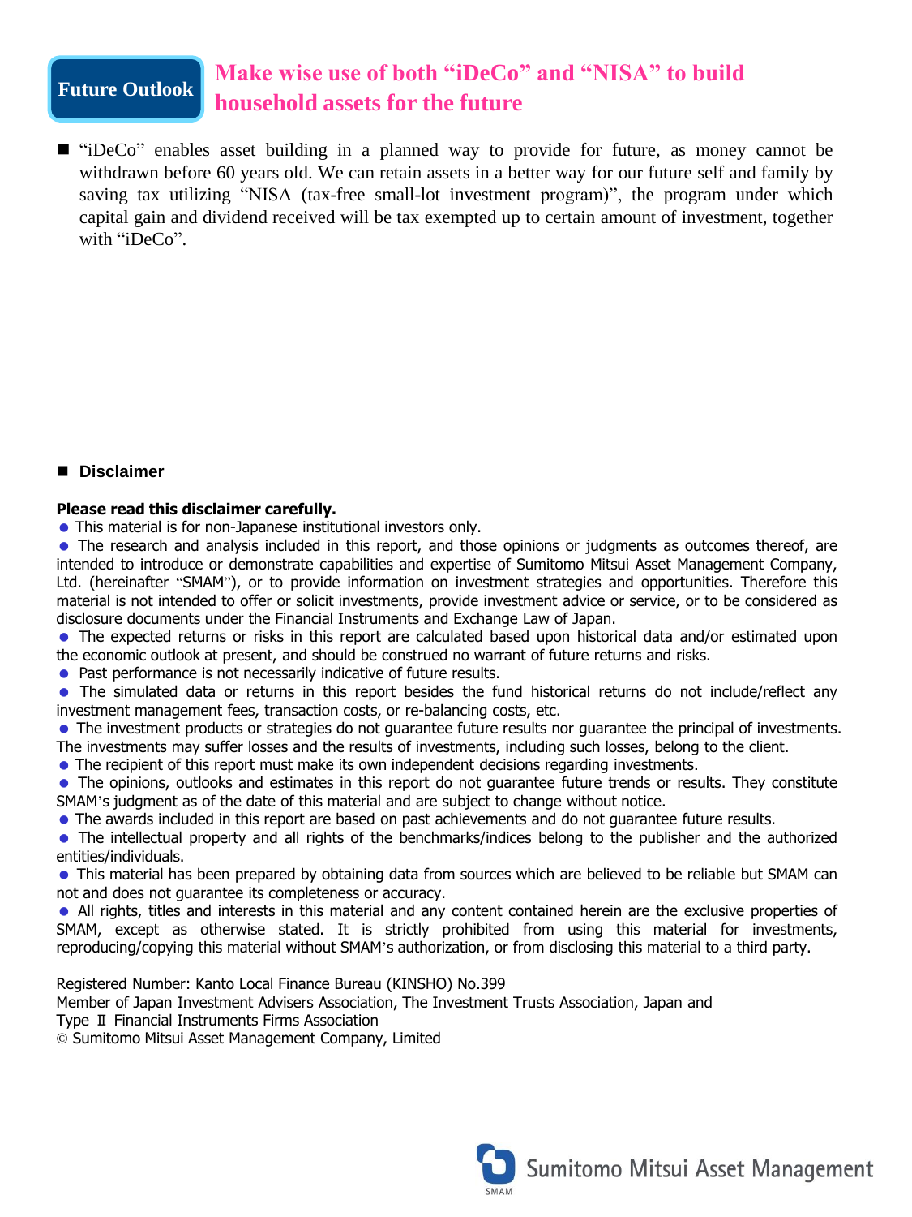## Future Outlook

## Make wise use of both “iDeCo” and “NISA” to build household assets for the future

- “iDeCo” enables asset building in a planned way to provide for future, as money cannot be withdrawn before 60 years old. We can retain assets in a better way for our future self and family by saving tax utilizing “NISA (tax-free small-lot investment program)”, the program under which capital gain and dividend received will be tax exempted up to certain amount of investment, together with “iDeCo”.

### Disclaimer

**Please read this disclaimer carefully.**

- This material is for non-Japanese institutional investors only.
- The research and analysis included in this report, and those opinions or judgments as outcomes thereof, are intended to introduce or demonstrate capabilities and expertise of Sumitomo Mitsui Asset Management Company, Ltd. (hereinafter “SMAM”), or to provide information on investment strategies and opportunities. Therefore this material is not intended to offer or solicit investments, provide investment advice or service, or to be considered as disclosure documents under the Financial Instruments and Exchange Law of Japan.
- The expected returns or risks in this report are calculated based upon historical data and/or estimated upon the economic outlook at present, and should be construed no warrant of future returns and risks.
- Past performance is not necessarily indicative of future results.
- The simulated data or returns in this report besides the fund historical returns do not include/reflect any investment management fees, transaction costs, or re-balancing costs, etc.
- The investment products or strategies do not guarantee future results nor guarantee the principal of investments. The investments may suffer losses and the results of investments, including such losses, belong to the client.
- The recipient of this report must make its own independent decisions regarding investments.
- The opinions, outlooks and estimates in this report do not guarantee future trends or results. They constitute SMAM’s judgment as of the date of this material and are subject to change without notice.
- The awards included in this report are based on past achievements and do not guarantee future results.
- The intellectual property and all rights of the benchmarks/indices belong to the publisher and the authorized entities/individuals.
- This material has been prepared by obtaining data from sources which are believed to be reliable but SMAM can not and does not guarantee its completeness or accuracy.
- All rights, titles and interests in this material and any content contained herein are the exclusive properties of SMAM, except as otherwise stated. It is strictly prohibited from using this material for investments, reproducing/copying this material without SMAM’s authorization, or from disclosing this material to a third party.

Registered Number: Kanto Local Finance Bureau (KINSHO) No.399
Member of Japan Investment Advisers Association, The Investment Trusts Association, Japan and
Type Ⅱ Financial Instruments Firms Association
© Sumitomo Mitsui Asset Management Company, Limited

Sumitomo Mitsui Asset Management